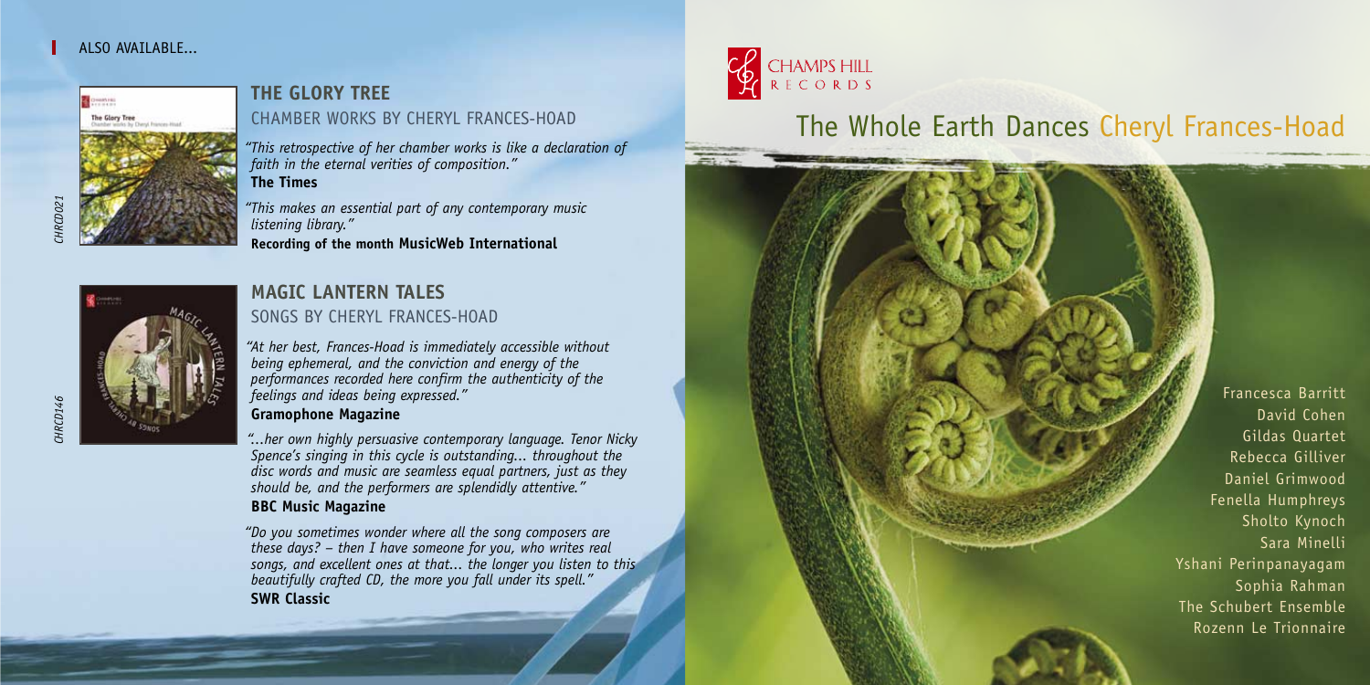ALSO AVAILABLE...

CHRCD021

## THE GLORY TREE
CHAMBER WORKS BY CHERYL FRANCES-HOAD

*"This retrospective of her chamber works is like a declaration of faith in the eternal verities of composition."*
**The Times**

*"This makes an essential part of any contemporary music listening library."*
**Recording of the month MusicWeb International**

CHRCD146

## MAGIC LANTERN TALES
SONGS BY CHERYL FRANCES-HOAD

*"At her best, Frances-Hoad is immediately accessible without being ephemeral, and the conviction and energy of the performances recorded here confirm the authenticity of the feelings and ideas being expressed."*
**Gramophone Magazine**

*"...her own highly persuasive contemporary language. Tenor Nicky Spence's singing in this cycle is outstanding... throughout the disc words and music are seamless equal partners, just as they should be, and the performers are splendidly attentive."*
**BBC Music Magazine**

*"Do you sometimes wonder where all the song composers are these days? – then I have someone for you, who writes real songs, and excellent ones at that... the longer you listen to this beautifully crafted CD, the more you fall under its spell."*
**SWR Classic**

CHAMPS HILL RECORDS

# The Whole Earth Dances Cheryl Frances-Hoad

Francesca Barritt
David Cohen
Gildas Quartet
Rebecca Gilliver
Daniel Grimwood
Fenella Humphreys
Sholto Kynoch
Sara Minelli
Yshani Perinpanayagam
Sophia Rahman
The Schubert Ensemble
Rozenn Le Trionnaire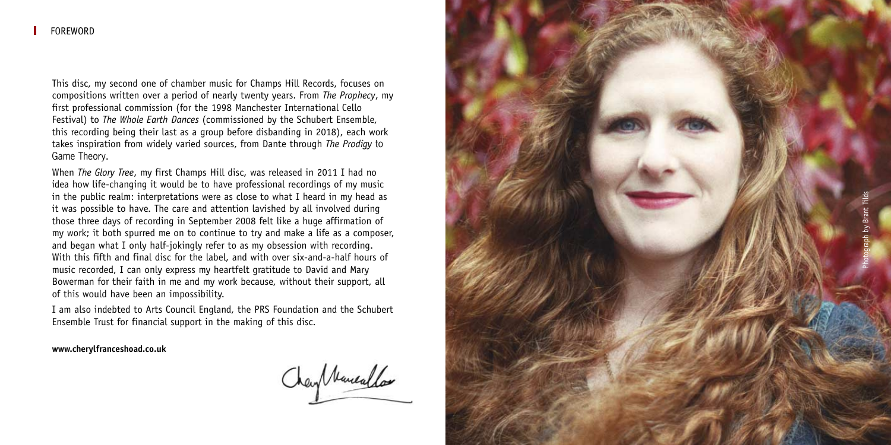# FOREWORD

This disc, my second one of chamber music for Champs Hill Records, focuses on compositions written over a period of nearly twenty years. From *The Prophecy*, my first professional commission (for the 1998 Manchester International Cello Festival) to *The Whole Earth Dances* (commissioned by the Schubert Ensemble, this recording being their last as a group before disbanding in 2018), each work takes inspiration from widely varied sources, from Dante through *The Prodigy* to Game Theory.

When *The Glory Tree*, my first Champs Hill disc, was released in 2011 I had no idea how life-changing it would be to have professional recordings of my music in the public realm: interpretations were as close to what I heard in my head as it was possible to have. The care and attention lavished by all involved during those three days of recording in September 2008 felt like a huge affirmation of my work; it both spurred me on to continue to try and make a life as a composer, and began what I only half-jokingly refer to as my obsession with recording. With this fifth and final disc for the label, and with over six-and-a-half hours of music recorded, I can only express my heartfelt gratitude to David and Mary Bowerman for their faith in me and my work because, without their support, all of this would have been an impossibility.

I am also indebted to Arts Council England, the PRS Foundation and the Schubert Ensemble Trust for financial support in the making of this disc.

**www.cherylfranceshoad.co.uk**

Photograph by Brant Tilds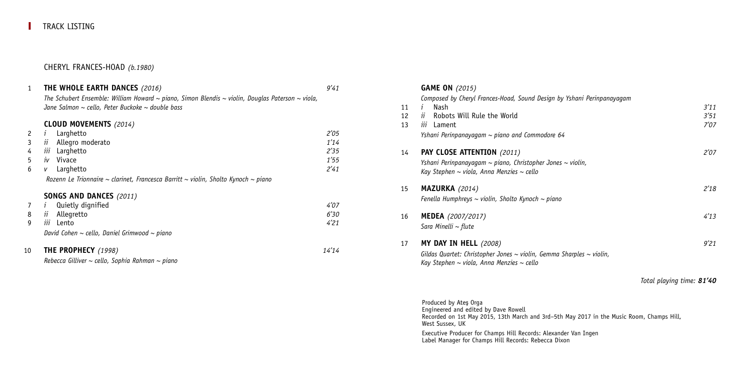## TRACK LISTING

### CHERYL FRANCES-HOAD *(b.1980)*

| Track | | Duration |
|---|---|---|
| 1 | **THE WHOLE EARTH DANCES** *(2016)* | 9'41 |
| | *The Schubert Ensemble: William Howard ~ piano, Simon Blendis ~ violin, Douglas Paterson ~ viola, Jane Salmon ~ cello, Peter Buckoke ~ double bass* | |
| | **CLOUD MOVEMENTS** *(2014)* | |
| 2 | *i* Larghetto | 2'05 |
| 3 | *ii* Allegro moderato | 1'14 |
| 4 | *iii* Larghetto | 2'35 |
| 5 | *iv* Vivace | 1'55 |
| 6 | *v* Larghetto | 2'41 |
| | *Rozenn Le Trionnaire ~ clarinet, Francesca Barritt ~ violin, Sholto Kynoch ~ piano* | |
| | **SONGS AND DANCES** *(2011)* | |
| 7 | *i* Quietly dignified | 4'07 |
| 8 | *ii* Allegretto | 6'30 |
| 9 | *iii* Lento | 4'21 |
| | *David Cohen ~ cello, Daniel Grimwood ~ piano* | |
| 10 | **THE PROPHECY** *(1998)* | 14'14 |
| | *Rebecca Gilliver ~ cello, Sophia Rahman ~ piano* | |
| | **GAME ON** *(2015)* | |
| | *Composed by Cheryl Frances-Hoad, Sound Design by Yshani Perinpanayagam* | |
| 11 | *i* Nash | 3'11 |
| 12 | *ii* Robots Will Rule the World | 3'51 |
| 13 | *iii* Lament | 7'07 |
| | *Yshani Perinpanayagam ~ piano and Commodore 64* | |
| 14 | **PAY CLOSE ATTENTION** *(2011)* | 2'07 |
| | *Yshani Perinpanayagam ~ piano, Christopher Jones ~ violin, Kay Stephen ~ viola, Anna Menzies ~ cello* | |
| 15 | **MAZURKA** *(2014)* | 2'18 |
| | *Fenella Humphreys ~ violin, Sholto Kynoch ~ piano* | |
| 16 | **MEDEA** *(2007/2017)* | 4'13 |
| | *Sara Minelli ~ flute* | |
| 17 | **MY DAY IN HELL** *(2008)* | 9'21 |
| | *Gildas Quartet: Christopher Jones ~ violin, Gemma Sharples ~ violin, Kay Stephen ~ viola, Anna Menzies ~ cello* | |

*Total playing time:* ***81'40***

Produced by Ateş Orga
Engineered and edited by Dave Rowell
Recorded on 1st May 2015, 13th March and 3rd–5th May 2017 in the Music Room, Champs Hill, West Sussex, UK

Executive Producer for Champs Hill Records: Alexander Van Ingen
Label Manager for Champs Hill Records: Rebecca Dixon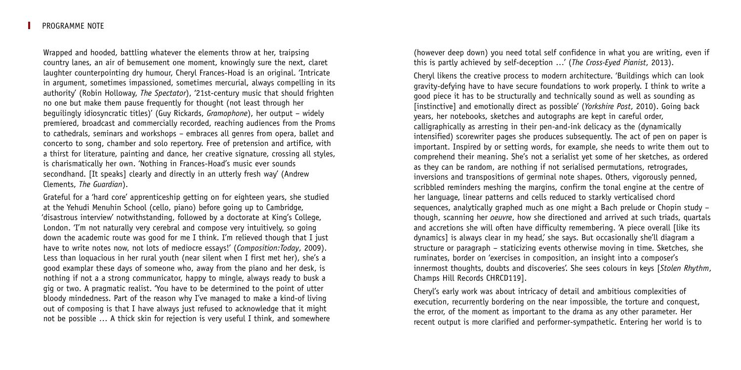Wrapped and hooded, battling whatever the elements throw at her, traipsing country lanes, an air of bemusement one moment, knowingly sure the next, claret laughter counterpointing dry humour, Cheryl Frances-Hoad is an original. 'Intricate in argument, sometimes impassioned, sometimes mercurial, always compelling in its authority' (Robin Holloway, *The Spectator*), '21st-century music that should frighten no one but make them pause frequently for thought (not least through her beguilingly idiosyncratic titles)' (Guy Rickards, *Gramophone*), her output – widely premiered, broadcast and commercially recorded, reaching audiences from the Proms to cathedrals, seminars and workshops – embraces all genres from opera, ballet and concerto to song, chamber and solo repertory. Free of pretension and artifice, with a thirst for literature, painting and dance, her creative signature, crossing all styles, is charismatically her own. 'Nothing in Frances-Hoad's music ever sounds secondhand. [It speaks] clearly and directly in an utterly fresh way' (Andrew Clements, *The Guardian*).

Grateful for a 'hard core' apprenticeship getting on for eighteen years, she studied at the Yehudi Menuhin School (cello, piano) before going up to Cambridge, 'disastrous interview' notwithstanding, followed by a doctorate at King's College, London. 'I'm not naturally very cerebral and compose very intuitively, so going down the academic route was good for me I think. I'm relieved though that I just have to write notes now, not lots of mediocre essays!' (*Composition:Today*, 2009). Less than loquacious in her rural youth (near silent when I first met her), she's a good examplar these days of someone who, away from the piano and her desk, is nothing if not a a strong communicator, happy to mingle, always ready to busk a gig or two. A pragmatic realist. 'You have to be determined to the point of utter bloody mindedness. Part of the reason why I've managed to make a kind-of living out of composing is that I have always just refused to acknowledge that it might not be possible … A thick skin for rejection is very useful I think, and somewhere (however deep down) you need total self confidence in what you are writing, even if this is partly achieved by self-deception …' (*The Cross-Eyed Pianist*, 2013).

Cheryl likens the creative process to modern architecture. 'Buildings which can look gravity-defying have to have secure foundations to work properly. I think to write a good piece it has to be structurally and technically sound as well as sounding as [instinctive] and emotionally direct as possible' (*Yorkshire Post*, 2010). Going back years, her notebooks, sketches and autographs are kept in careful order, calligraphically as arresting in their pen-and-ink delicacy as the (dynamically intensified) scorewriter pages she produces subsequently. The act of pen on paper is important. Inspired by or setting words, for example, she needs to write them out to comprehend their meaning. She's not a serialist yet some of her sketches, as ordered as they can be random, are nothing if not serialised permutations, retrogrades, inversions and transpositions of germinal note shapes. Others, vigorously penned, scribbled reminders meshing the margins, confirm the tonal engine at the centre of her language, linear patterns and cells reduced to starkly verticalised chord sequences, analytically graphed much as one might a Bach prelude or Chopin study – though, scanning her *oeuvre*, how she directioned and arrived at such triads, quartals and accretions she will often have difficulty remembering. 'A piece overall [like its dynamics] is always clear in my head,' she says. But occasionally she'll diagram a structure or paragraph – staticizing events otherwise moving in time. Sketches, she ruminates, border on 'exercises in composition, an insight into a composer's innermost thoughts, doubts and discoveries'. She sees colours in keys [*Stolen Rhythm*, Champs Hill Records CHRCD119].

Cheryl's early work was about intricacy of detail and ambitious complexities of execution, recurrently bordering on the near impossible, the torture and conquest, the error, of the moment as important to the drama as any other parameter. Her recent output is more clarified and performer-sympathetic. Entering her world is to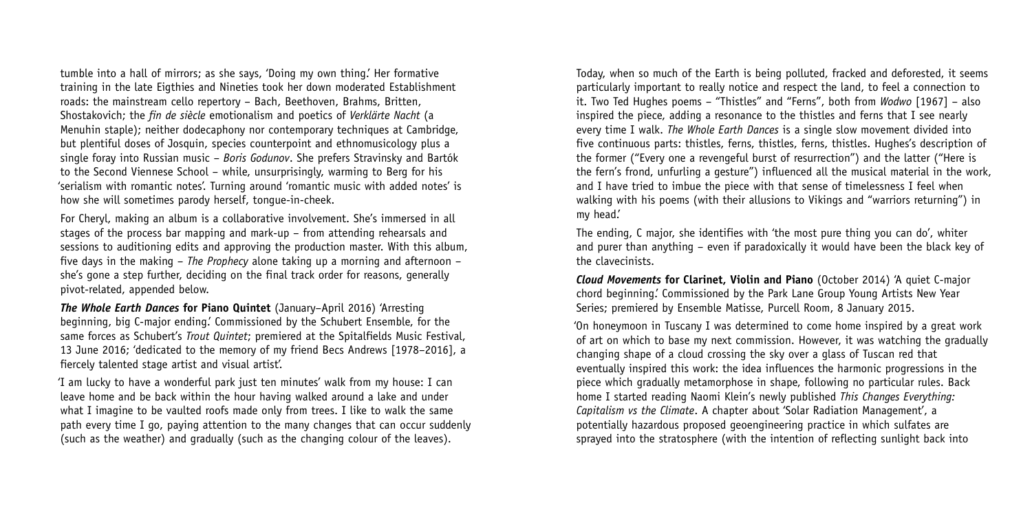tumble into a hall of mirrors; as she says, 'Doing my own thing.' Her formative training in the late Eigthies and Nineties took her down moderated Establishment roads: the mainstream cello repertory – Bach, Beethoven, Brahms, Britten, Shostakovich; the *fin de siècle* emotionalism and poetics of *Verklärte Nacht* (a Menuhin staple); neither dodecaphony nor contemporary techniques at Cambridge, but plentiful doses of Josquin, species counterpoint and ethnomusicology plus a single foray into Russian music – *Boris Godunov*. She prefers Stravinsky and Bartók to the Second Viennese School – while, unsurprisingly, warming to Berg for his 'serialism with romantic notes'. Turning around 'romantic music with added notes' is how she will sometimes parody herself, tongue-in-cheek.

For Cheryl, making an album is a collaborative involvement. She's immersed in all stages of the process bar mapping and mark-up – from attending rehearsals and sessions to auditioning edits and approving the production master. With this album, five days in the making – *The Prophecy* alone taking up a morning and afternoon – she's gone a step further, deciding on the final track order for reasons, generally pivot-related, appended below.

***The Whole Earth Dances* for Piano Quintet** (January–April 2016) 'Arresting beginning, big C-major ending.' Commissioned by the Schubert Ensemble, for the same forces as Schubert's *Trout Quintet*; premiered at the Spitalfields Music Festival, 13 June 2016; 'dedicated to the memory of my friend Becs Andrews [1978–2016], a fiercely talented stage artist and visual artist'.

'I am lucky to have a wonderful park just ten minutes' walk from my house: I can leave home and be back within the hour having walked around a lake and under what I imagine to be vaulted roofs made only from trees. I like to walk the same path every time I go, paying attention to the many changes that can occur suddenly (such as the weather) and gradually (such as the changing colour of the leaves).

Today, when so much of the Earth is being polluted, fracked and deforested, it seems particularly important to really notice and respect the land, to feel a connection to it. Two Ted Hughes poems – "Thistles" and "Ferns", both from *Wodwo* [1967] – also inspired the piece, adding a resonance to the thistles and ferns that I see nearly every time I walk. *The Whole Earth Dances* is a single slow movement divided into five continuous parts: thistles, ferns, thistles, ferns, thistles. Hughes's description of the former ("Every one a revengeful burst of resurrection") and the latter ("Here is the fern's frond, unfurling a gesture") influenced all the musical material in the work, and I have tried to imbue the piece with that sense of timelessness I feel when walking with his poems (with their allusions to Vikings and "warriors returning") in my head.'

The ending, C major, she identifies with 'the most pure thing you can do', whiter and purer than anything – even if paradoxically it would have been the black key of the clavecinists.

***Cloud Movements* for Clarinet, Violin and Piano** (October 2014) 'A quiet C-major chord beginning.' Commissioned by the Park Lane Group Young Artists New Year Series; premiered by Ensemble Matisse, Purcell Room, 8 January 2015.

'On honeymoon in Tuscany I was determined to come home inspired by a great work of art on which to base my next commission. However, it was watching the gradually changing shape of a cloud crossing the sky over a glass of Tuscan red that eventually inspired this work: the idea influences the harmonic progressions in the piece which gradually metamorphose in shape, following no particular rules. Back home I started reading Naomi Klein's newly published *This Changes Everything: Capitalism vs the Climate*. A chapter about 'Solar Radiation Management', a potentially hazardous proposed geoengineering practice in which sulfates are sprayed into the stratosphere (with the intention of reflecting sunlight back into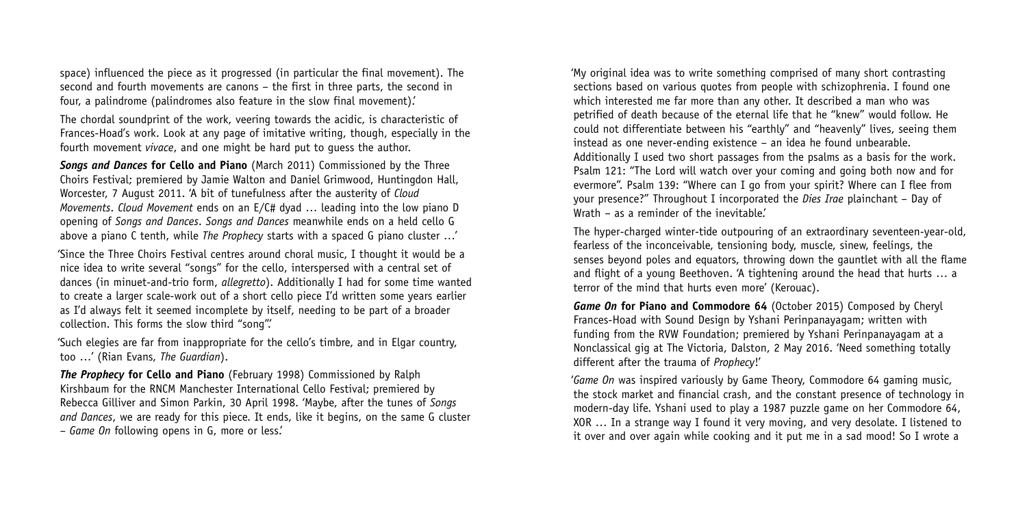space) influenced the piece as it progressed (in particular the final movement). The second and fourth movements are canons – the first in three parts, the second in four, a palindrome (palindromes also feature in the slow final movement).'

The chordal soundprint of the work, veering towards the acidic, is characteristic of Frances-Hoad's work. Look at any page of imitative writing, though, especially in the fourth movement *vivace*, and one might be hard put to guess the author.

***Songs and Dances* for Cello and Piano** (March 2011) Commissioned by the Three Choirs Festival; premiered by Jamie Walton and Daniel Grimwood, Huntingdon Hall, Worcester, 7 August 2011. 'A bit of tunefulness after the austerity of *Cloud Movements*. *Cloud Movement* ends on an E/C# dyad … leading into the low piano D opening of *Songs and Dances*. *Songs and Dances* meanwhile ends on a held cello G above a piano C tenth, while *The Prophecy* starts with a spaced G piano cluster …'

'Since the Three Choirs Festival centres around choral music, I thought it would be a nice idea to write several "songs" for the cello, interspersed with a central set of dances (in minuet-and-trio form, *allegretto*). Additionally I had for some time wanted to create a larger scale-work out of a short cello piece I'd written some years earlier as I'd always felt it seemed incomplete by itself, needing to be part of a broader collection. This forms the slow third "song".'

'Such elegies are far from inappropriate for the cello's timbre, and in Elgar country, too …' (Rian Evans, *The Guardian*).

***The Prophecy* for Cello and Piano** (February 1998) Commissioned by Ralph Kirshbaum for the RNCM Manchester International Cello Festival; premiered by Rebecca Gilliver and Simon Parkin, 30 April 1998. 'Maybe, after the tunes of *Songs and Dances*, we are ready for this piece. It ends, like it begins, on the same G cluster – *Game On* following opens in G, more or less.'

'My original idea was to write something comprised of many short contrasting sections based on various quotes from people with schizophrenia. I found one which interested me far more than any other. It described a man who was petrified of death because of the eternal life that he "knew" would follow. He could not differentiate between his "earthly" and "heavenly" lives, seeing them instead as one never-ending existence – an idea he found unbearable. Additionally I used two short passages from the psalms as a basis for the work. Psalm 121: "The Lord will watch over your coming and going both now and for evermore". Psalm 139: "Where can I go from your spirit? Where can I flee from your presence?" Throughout I incorporated the *Dies Irae* plainchant – Day of Wrath – as a reminder of the inevitable.'

The hyper-charged winter-tide outpouring of an extraordinary seventeen-year-old, fearless of the inconceivable, tensioning body, muscle, sinew, feelings, the senses beyond poles and equators, throwing down the gauntlet with all the flame and flight of a young Beethoven. 'A tightening around the head that hurts … a terror of the mind that hurts even more' (Kerouac).

***Game On* for Piano and Commodore 64** (October 2015) Composed by Cheryl Frances-Hoad with Sound Design by Yshani Perinpanayagam; written with funding from the RVW Foundation; premiered by Yshani Perinpanayagam at a Nonclassical gig at The Victoria, Dalston, 2 May 2016. 'Need something totally different after the trauma of *Prophecy*!'

'*Game On* was inspired variously by Game Theory, Commodore 64 gaming music, the stock market and financial crash, and the constant presence of technology in modern-day life. Yshani used to play a 1987 puzzle game on her Commodore 64, XOR … In a strange way I found it very moving, and very desolate. I listened to it over and over again while cooking and it put me in a sad mood! So I wrote a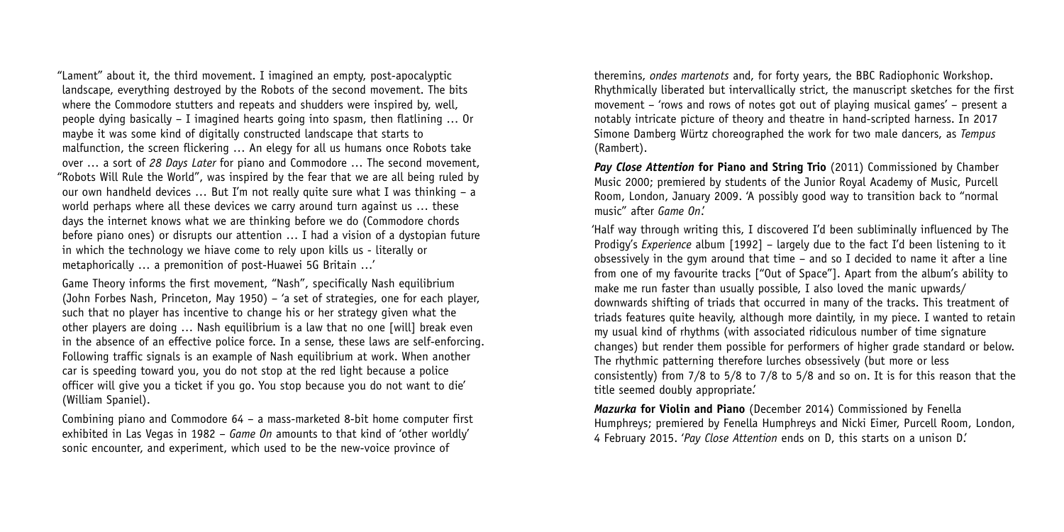"Lament" about it, the third movement. I imagined an empty, post-apocalyptic landscape, everything destroyed by the Robots of the second movement. The bits where the Commodore stutters and repeats and shudders were inspired by, well, people dying basically – I imagined hearts going into spasm, then flatlining … Or maybe it was some kind of digitally constructed landscape that starts to malfunction, the screen flickering … An elegy for all us humans once Robots take over … a sort of *28 Days Later* for piano and Commodore … The second movement, "Robots Will Rule the World", was inspired by the fear that we are all being ruled by our own handheld devices … But I'm not really quite sure what I was thinking – a world perhaps where all these devices we carry around turn against us … these days the internet knows what we are thinking before we do (Commodore chords before piano ones) or disrupts our attention … I had a vision of a dystopian future in which the technology we hiave come to rely upon kills us - literally or metaphorically … a premonition of post-Huawei 5G Britain …'

Game Theory informs the first movement, "Nash", specifically Nash equilibrium (John Forbes Nash, Princeton, May 1950) – 'a set of strategies, one for each player, such that no player has incentive to change his or her strategy given what the other players are doing … Nash equilibrium is a law that no one [will] break even in the absence of an effective police force. In a sense, these laws are self-enforcing. Following traffic signals is an example of Nash equilibrium at work. When another car is speeding toward you, you do not stop at the red light because a police officer will give you a ticket if you go. You stop because you do not want to die' (William Spaniel).

Combining piano and Commodore 64 – a mass-marketed 8-bit home computer first exhibited in Las Vegas in 1982 – *Game On* amounts to that kind of 'other worldly' sonic encounter, and experiment, which used to be the new-voice province of theremins, *ondes martenots* and, for forty years, the BBC Radiophonic Workshop. Rhythmically liberated but intervallically strict, the manuscript sketches for the first movement – 'rows and rows of notes got out of playing musical games' – present a notably intricate picture of theory and theatre in hand-scripted harness. In 2017 Simone Damberg Würtz choreographed the work for two male dancers, as *Tempus* (Rambert).

***Pay Close Attention* for Piano and String Trio** (2011) Commissioned by Chamber Music 2000; premiered by students of the Junior Royal Academy of Music, Purcell Room, London, January 2009. 'A possibly good way to transition back to "normal music" after *Game On*.'

'Half way through writing this, I discovered I'd been subliminally influenced by The Prodigy's *Experience* album [1992] – largely due to the fact I'd been listening to it obsessively in the gym around that time – and so I decided to name it after a line from one of my favourite tracks ["Out of Space"]. Apart from the album's ability to make me run faster than usually possible, I also loved the manic upwards/downwards shifting of triads that occurred in many of the tracks. This treatment of triads features quite heavily, although more daintily, in my piece. I wanted to retain my usual kind of rhythms (with associated ridiculous number of time signature changes) but render them possible for performers of higher grade standard or below. The rhythmic patterning therefore lurches obsessively (but more or less consistently) from 7/8 to 5/8 to 7/8 to 5/8 and so on. It is for this reason that the title seemed doubly appropriate.'

***Mazurka* for Violin and Piano** (December 2014) Commissioned by Fenella Humphreys; premiered by Fenella Humphreys and Nicki Eimer, Purcell Room, London, 4 February 2015. '*Pay Close Attention* ends on D, this starts on a unison D.'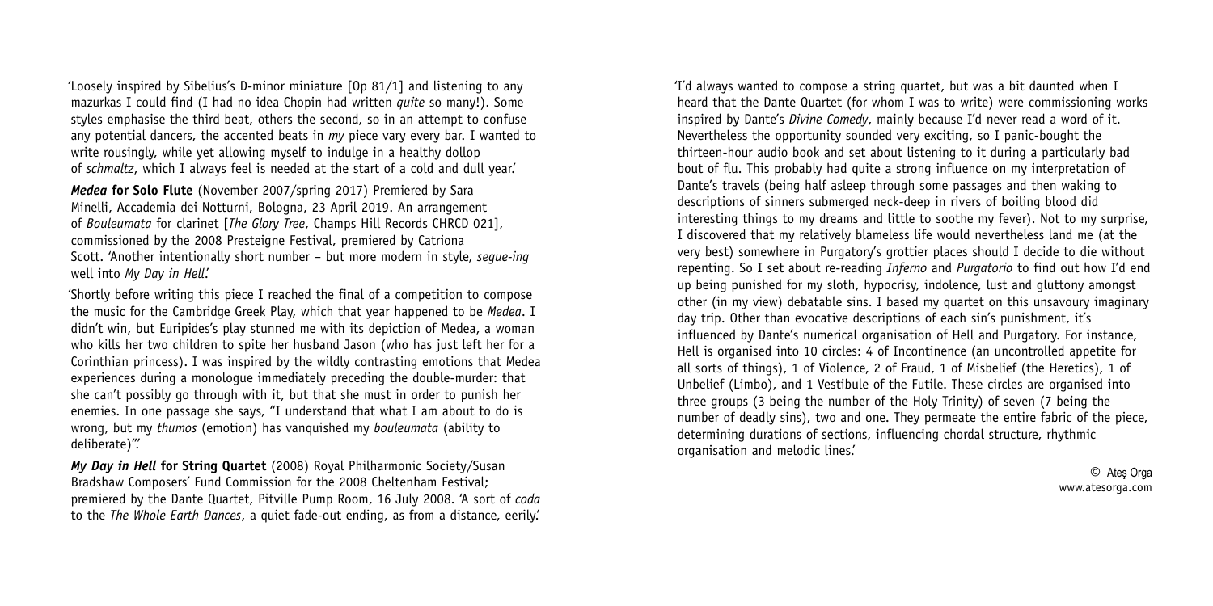'Loosely inspired by Sibelius's D-minor miniature [Op 81/1] and listening to any mazurkas I could find (I had no idea Chopin had written *quite* so many!). Some styles emphasise the third beat, others the second, so in an attempt to confuse any potential dancers, the accented beats in *my* piece vary every bar. I wanted to write rousingly, while yet allowing myself to indulge in a healthy dollop of *schmaltz*, which I always feel is needed at the start of a cold and dull year.'

***Medea* for Solo Flute** (November 2007/spring 2017) Premiered by Sara Minelli, Accademia dei Notturni, Bologna, 23 April 2019. An arrangement of *Bouleumata* for clarinet [*The Glory Tree*, Champs Hill Records CHRCD 021], commissioned by the 2008 Presteigne Festival, premiered by Catriona Scott. 'Another intentionally short number – but more modern in style, *segue-ing* well into *My Day in Hell*.'

'Shortly before writing this piece I reached the final of a competition to compose the music for the Cambridge Greek Play, which that year happened to be *Medea*. I didn't win, but Euripides's play stunned me with its depiction of Medea, a woman who kills her two children to spite her husband Jason (who has just left her for a Corinthian princess). I was inspired by the wildly contrasting emotions that Medea experiences during a monologue immediately preceding the double-murder: that she can't possibly go through with it, but that she must in order to punish her enemies. In one passage she says, "I understand that what I am about to do is wrong, but my *thumos* (emotion) has vanquished my *bouleumata* (ability to deliberate)".'

***My Day in Hell* for String Quartet** (2008) Royal Philharmonic Society/Susan Bradshaw Composers' Fund Commission for the 2008 Cheltenham Festival; premiered by the Dante Quartet, Pitville Pump Room, 16 July 2008. 'A sort of *coda* to the *The Whole Earth Dances*, a quiet fade-out ending, as from a distance, eerily.'

'I'd always wanted to compose a string quartet, but was a bit daunted when I heard that the Dante Quartet (for whom I was to write) were commissioning works inspired by Dante's *Divine Comedy*, mainly because I'd never read a word of it. Nevertheless the opportunity sounded very exciting, so I panic-bought the thirteen-hour audio book and set about listening to it during a particularly bad bout of flu. This probably had quite a strong influence on my interpretation of Dante's travels (being half asleep through some passages and then waking to descriptions of sinners submerged neck-deep in rivers of boiling blood did interesting things to my dreams and little to soothe my fever). Not to my surprise, I discovered that my relatively blameless life would nevertheless land me (at the very best) somewhere in Purgatory's grottier places should I decide to die without repenting. So I set about re-reading *Inferno* and *Purgatorio* to find out how I'd end up being punished for my sloth, hypocrisy, indolence, lust and gluttony amongst other (in my view) debatable sins. I based my quartet on this unsavoury imaginary day trip. Other than evocative descriptions of each sin's punishment, it's influenced by Dante's numerical organisation of Hell and Purgatory. For instance, Hell is organised into 10 circles: 4 of Incontinence (an uncontrolled appetite for all sorts of things), 1 of Violence, 2 of Fraud, 1 of Misbelief (the Heretics), 1 of Unbelief (Limbo), and 1 Vestibule of the Futile. These circles are organised into three groups (3 being the number of the Holy Trinity) of seven (7 being the number of deadly sins), two and one. They permeate the entire fabric of the piece, determining durations of sections, influencing chordal structure, rhythmic organisation and melodic lines.'

© Ateş Orga
www.atesorga.com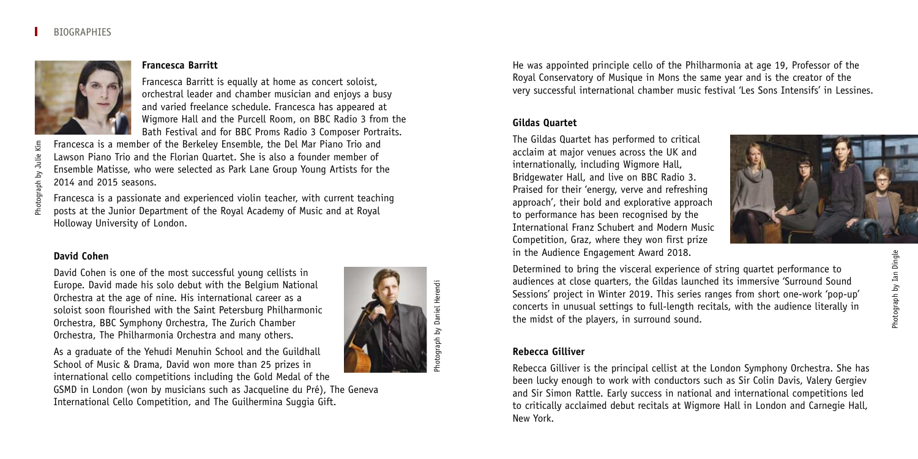### Francesca Barritt

Francesca Barritt is equally at home as concert soloist, orchestral leader and chamber musician and enjoys a busy and varied freelance schedule. Francesca has appeared at Wigmore Hall and the Purcell Room, on BBC Radio 3 from the Bath Festival and for BBC Proms Radio 3 Composer Portraits. Francesca is a member of the Berkeley Ensemble, the Del Mar Piano Trio and Lawson Piano Trio and the Florian Quartet. She is also a founder member of Ensemble Matisse, who were selected as Park Lane Group Young Artists for the 2014 and 2015 seasons.

Francesca is a passionate and experienced violin teacher, with current teaching posts at the Junior Department of the Royal Academy of Music and at Royal Holloway University of London.

Photograph by Julie Kim

### David Cohen

David Cohen is one of the most successful young cellists in Europe. David made his solo debut with the Belgium National Orchestra at the age of nine. His international career as a soloist soon flourished with the Saint Petersburg Philharmonic Orchestra, BBC Symphony Orchestra, The Zurich Chamber Orchestra, The Philharmonia Orchestra and many others.

As a graduate of the Yehudi Menuhin School and the Guildhall School of Music & Drama, David won more than 25 prizes in international cello competitions including the Gold Medal of the GSMD in London (won by musicians such as Jacqueline du Pré), The Geneva International Cello Competition, and The Guilhermina Suggia Gift.

Photograph by Daniel Herendi

He was appointed principle cello of the Philharmonia at age 19, Professor of the Royal Conservatory of Musique in Mons the same year and is the creator of the very successful international chamber music festival 'Les Sons Intensifs' in Lessines.

### Gildas Quartet

The Gildas Quartet has performed to critical acclaim at major venues across the UK and internationally, including Wigmore Hall, Bridgewater Hall, and live on BBC Radio 3. Praised for their 'energy, verve and refreshing approach', their bold and explorative approach to performance has been recognised by the International Franz Schubert and Modern Music Competition, Graz, where they won first prize in the Audience Engagement Award 2018.

Determined to bring the visceral experience of string quartet performance to audiences at close quarters, the Gildas launched its immersive 'Surround Sound Sessions' project in Winter 2019. This series ranges from short one-work 'pop-up' concerts in unusual settings to full-length recitals, with the audience literally in the midst of the players, in surround sound.

Photograph by Ian Dingle

### Rebecca Gilliver

Rebecca Gilliver is the principal cellist at the London Symphony Orchestra. She has been lucky enough to work with conductors such as Sir Colin Davis, Valery Gergiev and Sir Simon Rattle. Early success in national and international competitions led to critically acclaimed debut recitals at Wigmore Hall in London and Carnegie Hall, New York.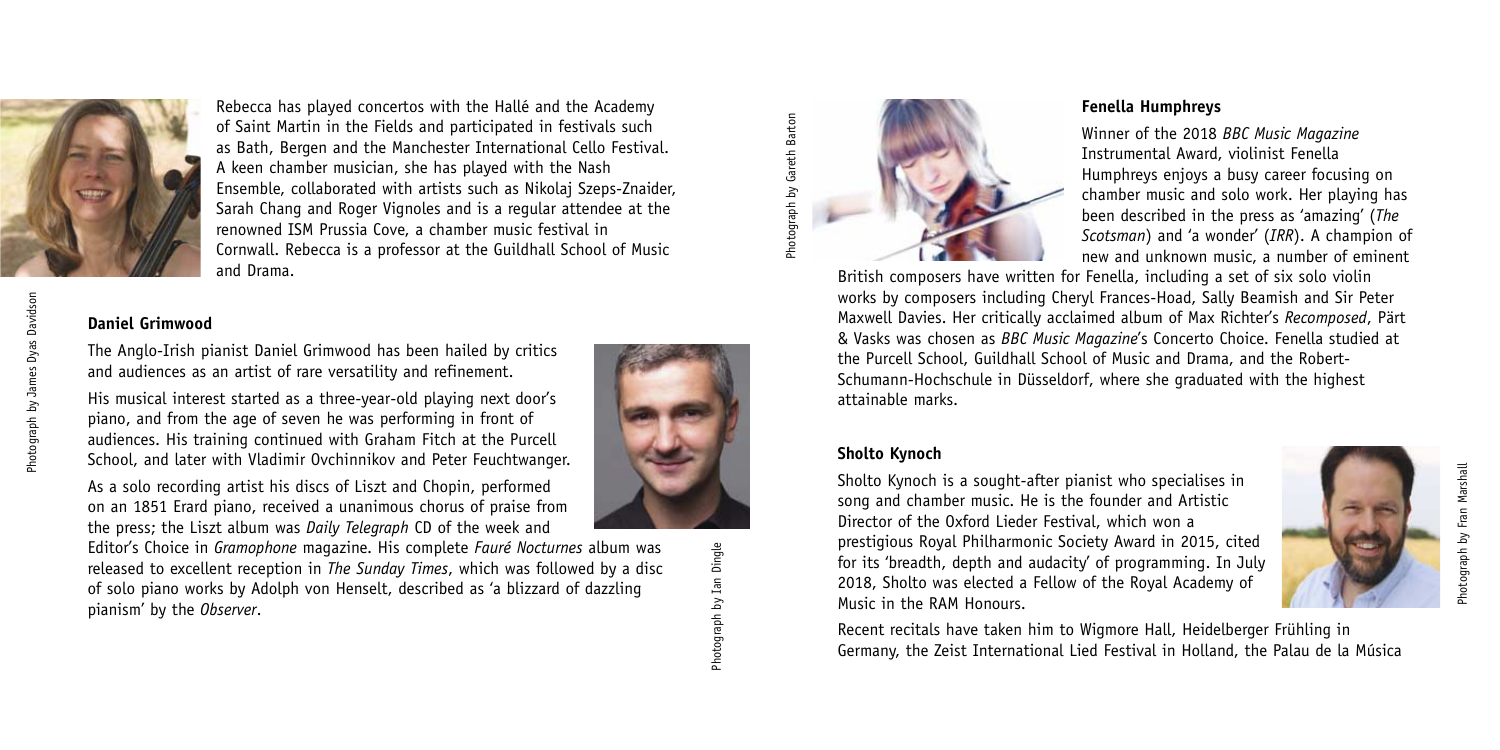Rebecca has played concertos with the Hallé and the Academy of Saint Martin in the Fields and participated in festivals such as Bath, Bergen and the Manchester International Cello Festival. A keen chamber musician, she has played with the Nash Ensemble, collaborated with artists such as Nikolaj Szeps-Znaider, Sarah Chang and Roger Vignoles and is a regular attendee at the renowned ISM Prussia Cove, a chamber music festival in Cornwall. Rebecca is a professor at the Guildhall School of Music and Drama.

Photograph by James Dyas Davidson

**Daniel Grimwood**

The Anglo-Irish pianist Daniel Grimwood has been hailed by critics and audiences as an artist of rare versatility and refinement.

His musical interest started as a three-year-old playing next door's piano, and from the age of seven he was performing in front of audiences. His training continued with Graham Fitch at the Purcell School, and later with Vladimir Ovchinnikov and Peter Feuchtwanger.

As a solo recording artist his discs of Liszt and Chopin, performed on an 1851 Erard piano, received a unanimous chorus of praise from the press; the Liszt album was *Daily Telegraph* CD of the week and Editor's Choice in *Gramophone* magazine. His complete *Fauré Nocturnes* album was released to excellent reception in *The Sunday Times*, which was followed by a disc of solo piano works by Adolph von Henselt, described as 'a blizzard of dazzling pianism' by the *Observer*.

Photograph by Ian Dingle

Photograph by Gareth Barton

**Fenella Humphreys**

Winner of the 2018 *BBC Music Magazine* Instrumental Award, violinist Fenella Humphreys enjoys a busy career focusing on chamber music and solo work. Her playing has been described in the press as 'amazing' (*The Scotsman*) and 'a wonder' (*IRR*). A champion of new and unknown music, a number of eminent British composers have written for Fenella, including a set of six solo violin works by composers including Cheryl Frances-Hoad, Sally Beamish and Sir Peter Maxwell Davies. Her critically acclaimed album of Max Richter's *Recomposed*, Pärt & Vasks was chosen as *BBC Music Magazine*'s Concerto Choice. Fenella studied at the Purcell School, Guildhall School of Music and Drama, and the Robert-Schumann-Hochschule in Düsseldorf, where she graduated with the highest attainable marks.

**Sholto Kynoch**

Sholto Kynoch is a sought-after pianist who specialises in song and chamber music. He is the founder and Artistic Director of the Oxford Lieder Festival, which won a prestigious Royal Philharmonic Society Award in 2015, cited for its 'breadth, depth and audacity' of programming. In July 2018, Sholto was elected a Fellow of the Royal Academy of Music in the RAM Honours.

Photograph by Fran Marshall

Recent recitals have taken him to Wigmore Hall, Heidelberger Frühling in Germany, the Zeist International Lied Festival in Holland, the Palau de la Música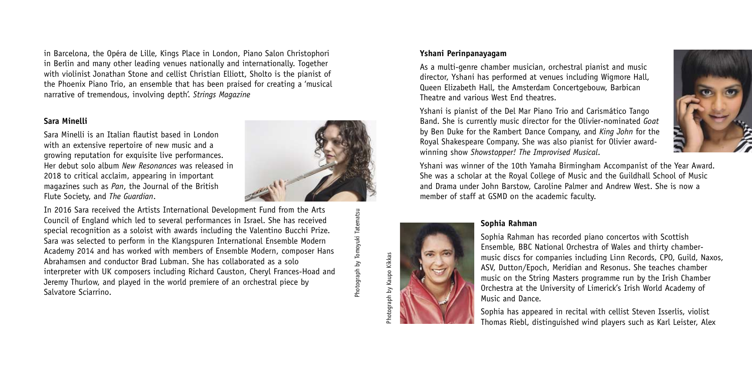in Barcelona, the Opéra de Lille, Kings Place in London, Piano Salon Christophori in Berlin and many other leading venues nationally and internationally. Together with violinist Jonathan Stone and cellist Christian Elliott, Sholto is the pianist of the Phoenix Piano Trio, an ensemble that has been praised for creating a 'musical narrative of tremendous, involving depth'. *Strings Magazine*

**Sara Minelli**

Sara Minelli is an Italian flautist based in London with an extensive repertoire of new music and a growing reputation for exquisite live performances. Her debut solo album *New Resonances* was released in 2018 to critical acclaim, appearing in important magazines such as *Pan*, the Journal of the British Flute Society, and *The Guardian*.

In 2016 Sara received the Artists International Development Fund from the Arts Council of England which led to several performances in Israel. She has received special recognition as a soloist with awards including the Valentino Bucchi Prize. Sara was selected to perform in the Klangspuren International Ensemble Modern Academy 2014 and has worked with members of Ensemble Modern, composer Hans Abrahamsen and conductor Brad Lubman. She has collaborated as a solo interpreter with UK composers including Richard Causton, Cheryl Frances-Hoad and Jeremy Thurlow, and played in the world premiere of an orchestral piece by Salvatore Sciarrino.

Photograph by Tomoyuki Tatematsu

**Yshani Perinpanayagam**

As a multi-genre chamber musician, orchestral pianist and music director, Yshani has performed at venues including Wigmore Hall, Queen Elizabeth Hall, the Amsterdam Concertgebouw, Barbican Theatre and various West End theatres.

Yshani is pianist of the Del Mar Piano Trio and Carismático Tango Band. She is currently music director for the Olivier-nominated *Goat* by Ben Duke for the Rambert Dance Company, and *King John* for the Royal Shakespeare Company. She was also pianist for Olivier award-winning show *Showstopper! The Improvised Musical*.

Yshani was winner of the 10th Yamaha Birmingham Accompanist of the Year Award. She was a scholar at the Royal College of Music and the Guildhall School of Music and Drama under John Barstow, Caroline Palmer and Andrew West. She is now a member of staff at GSMD on the academic faculty.

Photograph by Kaupo Kikkas

**Sophia Rahman**

Sophia Rahman has recorded piano concertos with Scottish Ensemble, BBC National Orchestra of Wales and thirty chamber-music discs for companies including Linn Records, CPO, Guild, Naxos, ASV, Dutton/Epoch, Meridian and Resonus. She teaches chamber music on the String Masters programme run by the Irish Chamber Orchestra at the University of Limerick's Irish World Academy of Music and Dance.

Sophia has appeared in recital with cellist Steven Isserlis, violist Thomas Riebl, distinguished wind players such as Karl Leister, Alex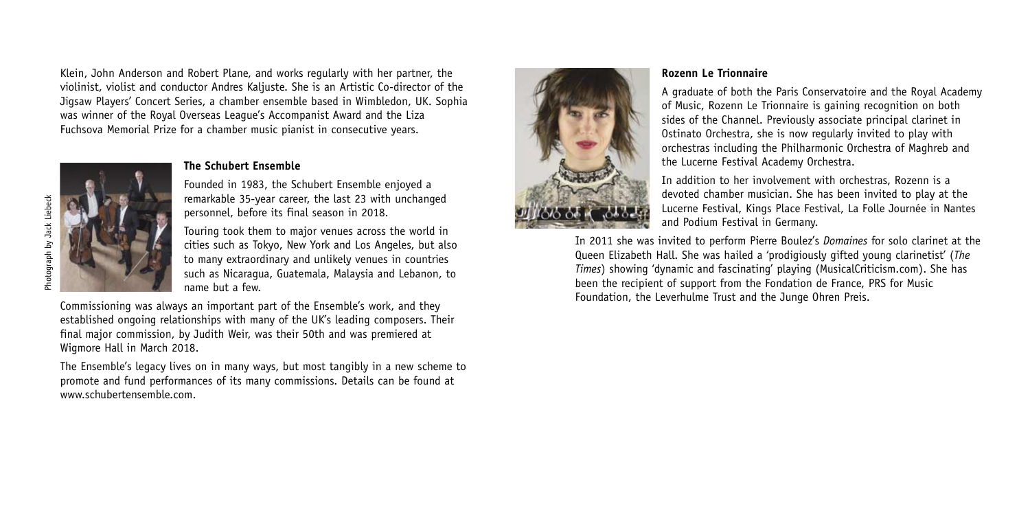Klein, John Anderson and Robert Plane, and works regularly with her partner, the violinist, violist and conductor Andres Kaljuste. She is an Artistic Co-director of the Jigsaw Players' Concert Series, a chamber ensemble based in Wimbledon, UK. Sophia was winner of the Royal Overseas League's Accompanist Award and the Liza Fuchsova Memorial Prize for a chamber music pianist in consecutive years.

Photograph by Jack Liebeck

**The Schubert Ensemble**

Founded in 1983, the Schubert Ensemble enjoyed a remarkable 35-year career, the last 23 with unchanged personnel, before its final season in 2018.

Touring took them to major venues across the world in cities such as Tokyo, New York and Los Angeles, but also to many extraordinary and unlikely venues in countries such as Nicaragua, Guatemala, Malaysia and Lebanon, to name but a few.

Commissioning was always an important part of the Ensemble's work, and they established ongoing relationships with many of the UK's leading composers. Their final major commission, by Judith Weir, was their 50th and was premiered at Wigmore Hall in March 2018.

The Ensemble's legacy lives on in many ways, but most tangibly in a new scheme to promote and fund performances of its many commissions. Details can be found at www.schubertensemble.com.

**Rozenn Le Trionnaire**

A graduate of both the Paris Conservatoire and the Royal Academy of Music, Rozenn Le Trionnaire is gaining recognition on both sides of the Channel. Previously associate principal clarinet in Ostinato Orchestra, she is now regularly invited to play with orchestras including the Philharmonic Orchestra of Maghreb and the Lucerne Festival Academy Orchestra.

In addition to her involvement with orchestras, Rozenn is a devoted chamber musician. She has been invited to play at the Lucerne Festival, Kings Place Festival, La Folle Journée in Nantes and Podium Festival in Germany.

In 2011 she was invited to perform Pierre Boulez's *Domaines* for solo clarinet at the Queen Elizabeth Hall. She was hailed a 'prodigiously gifted young clarinetist' (*The Times*) showing 'dynamic and fascinating' playing (MusicalCriticism.com). She has been the recipient of support from the Fondation de France, PRS for Music Foundation, the Leverhulme Trust and the Junge Ohren Preis.